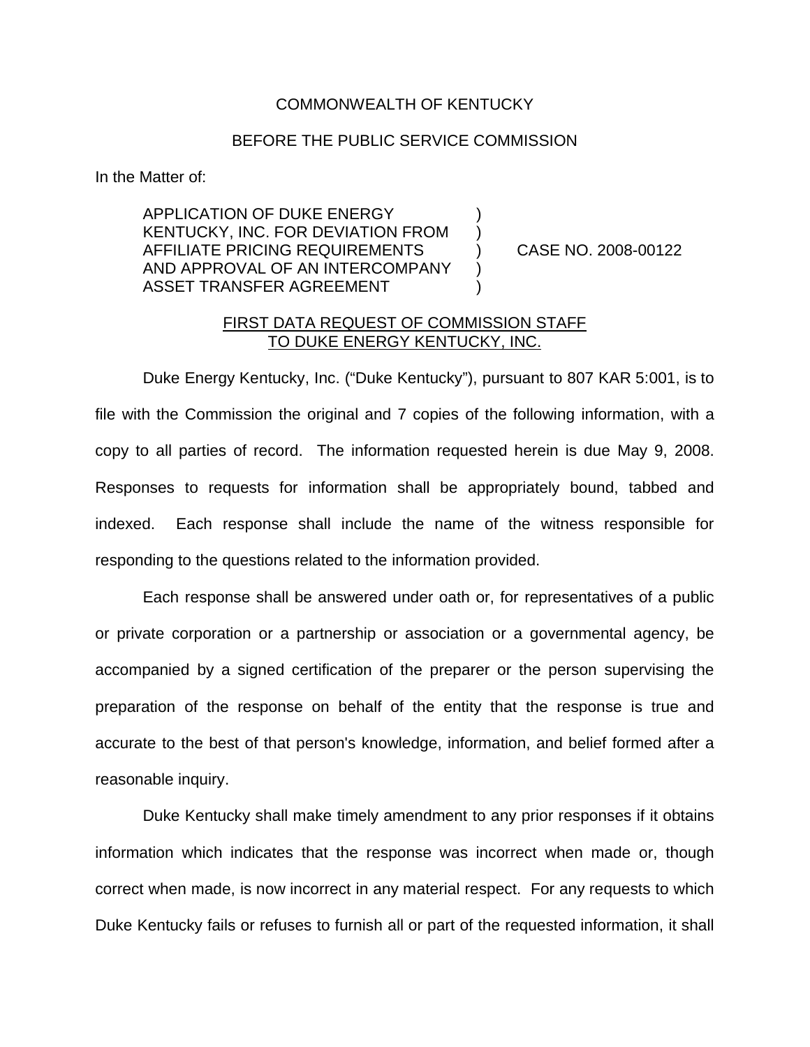COMMONWEALTH OF KENTUCKY

BEFORE THE PUBLIC SERVICE COMMISSION

In the Matter of:

| | | |
|---|---|---|
| APPLICATION OF DUKE ENERGY KENTUCKY, INC. FOR DEVIATION FROM AFFILIATE PRICING REQUIREMENTS AND APPROVAL OF AN INTERCOMPANY ASSET TRANSFER AGREEMENT | ) ) ) ) ) | CASE NO. 2008-00122 |

FIRST DATA REQUEST OF COMMISSION STAFF TO DUKE ENERGY KENTUCKY, INC.

Duke Energy Kentucky, Inc. ("Duke Kentucky"), pursuant to 807 KAR 5:001, is to file with the Commission the original and 7 copies of the following information, with a copy to all parties of record. The information requested herein is due May 9, 2008. Responses to requests for information shall be appropriately bound, tabbed and indexed. Each response shall include the name of the witness responsible for responding to the questions related to the information provided.

Each response shall be answered under oath or, for representatives of a public or private corporation or a partnership or association or a governmental agency, be accompanied by a signed certification of the preparer or the person supervising the preparation of the response on behalf of the entity that the response is true and accurate to the best of that person's knowledge, information, and belief formed after a reasonable inquiry.

Duke Kentucky shall make timely amendment to any prior responses if it obtains information which indicates that the response was incorrect when made or, though correct when made, is now incorrect in any material respect. For any requests to which Duke Kentucky fails or refuses to furnish all or part of the requested information, it shall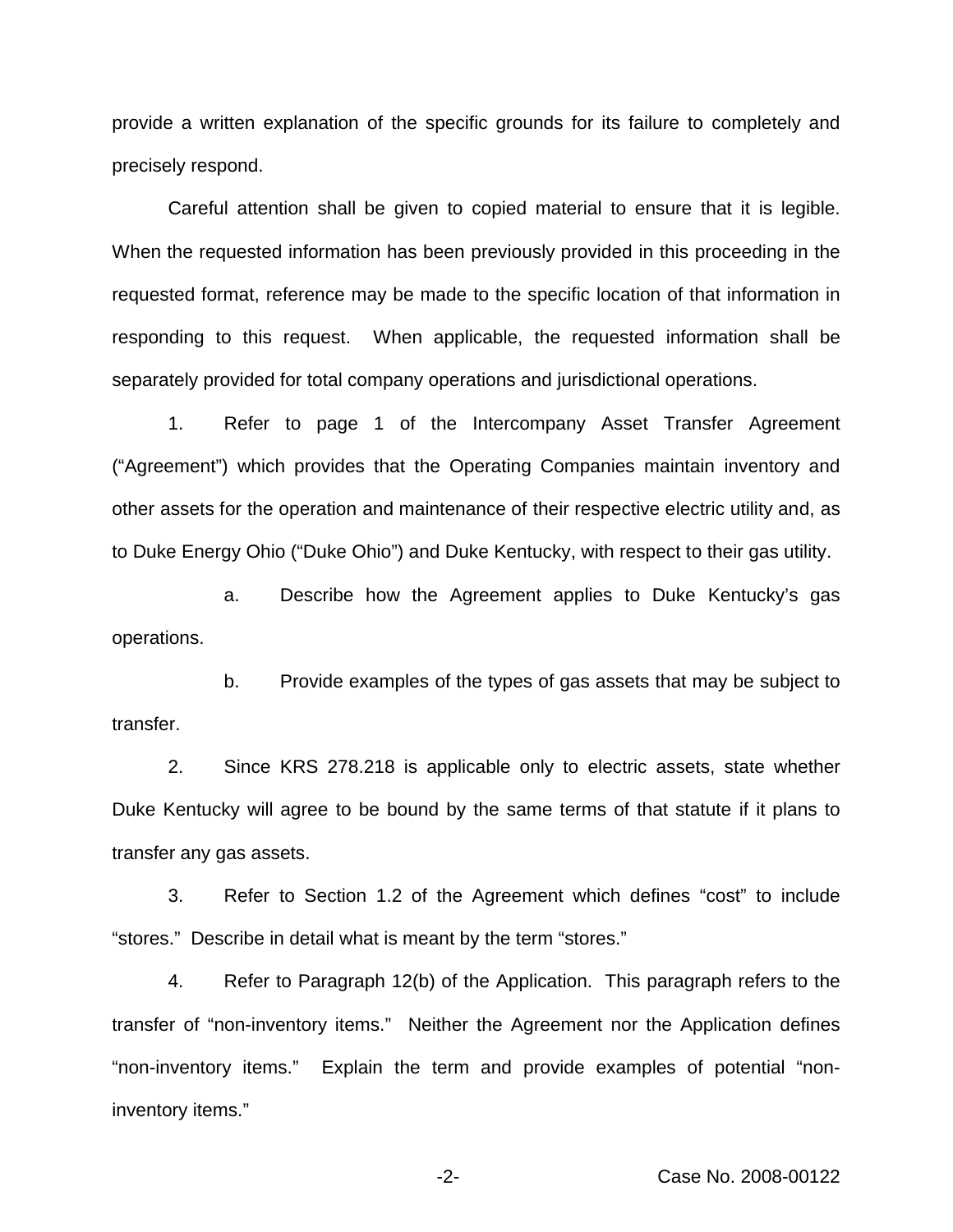provide a written explanation of the specific grounds for its failure to completely and precisely respond.

Careful attention shall be given to copied material to ensure that it is legible. When the requested information has been previously provided in this proceeding in the requested format, reference may be made to the specific location of that information in responding to this request. When applicable, the requested information shall be separately provided for total company operations and jurisdictional operations.

1. Refer to page 1 of the Intercompany Asset Transfer Agreement ("Agreement") which provides that the Operating Companies maintain inventory and other assets for the operation and maintenance of their respective electric utility and, as to Duke Energy Ohio ("Duke Ohio") and Duke Kentucky, with respect to their gas utility.

   a. Describe how the Agreement applies to Duke Kentucky's gas operations.

   b. Provide examples of the types of gas assets that may be subject to transfer.

2. Since KRS 278.218 is applicable only to electric assets, state whether Duke Kentucky will agree to be bound by the same terms of that statute if it plans to transfer any gas assets.

3. Refer to Section 1.2 of the Agreement which defines "cost" to include "stores." Describe in detail what is meant by the term "stores."

4. Refer to Paragraph 12(b) of the Application. This paragraph refers to the transfer of "non-inventory items." Neither the Agreement nor the Application defines "non-inventory items." Explain the term and provide examples of potential "non-inventory items."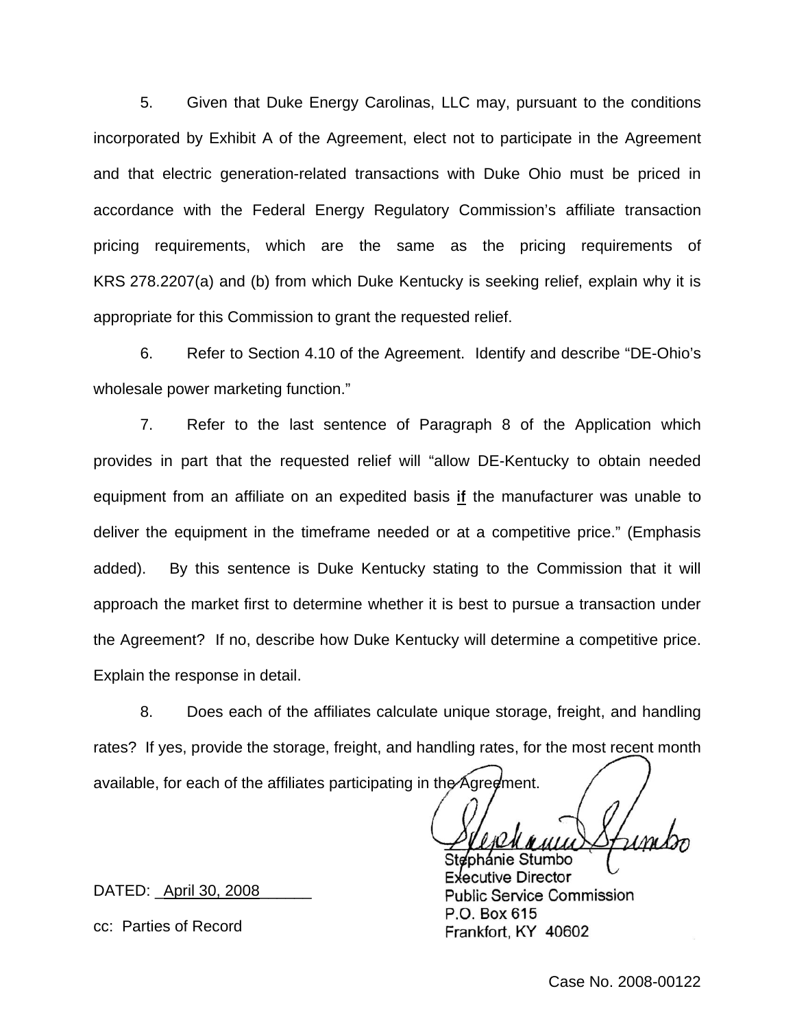5. Given that Duke Energy Carolinas, LLC may, pursuant to the conditions incorporated by Exhibit A of the Agreement, elect not to participate in the Agreement and that electric generation-related transactions with Duke Ohio must be priced in accordance with the Federal Energy Regulatory Commission's affiliate transaction pricing requirements, which are the same as the pricing requirements of KRS 278.2207(a) and (b) from which Duke Kentucky is seeking relief, explain why it is appropriate for this Commission to grant the requested relief.

6. Refer to Section 4.10 of the Agreement. Identify and describe "DE-Ohio's wholesale power marketing function."

7. Refer to the last sentence of Paragraph 8 of the Application which provides in part that the requested relief will "allow DE-Kentucky to obtain needed equipment from an affiliate on an expedited basis **if** the manufacturer was unable to deliver the equipment in the timeframe needed or at a competitive price." (Emphasis added). By this sentence is Duke Kentucky stating to the Commission that it will approach the market first to determine whether it is best to pursue a transaction under the Agreement? If no, describe how Duke Kentucky will determine a competitive price. Explain the response in detail.

8. Does each of the affiliates calculate unique storage, freight, and handling rates? If yes, provide the storage, freight, and handling rates, for the most recent month available, for each of the affiliates participating in the Agreement.

Stephanie Stumbo
Executive Director
Public Service Commission
P.O. Box 615
Frankfort, KY 40602

DATED: April 30, 2008

cc: Parties of Record

Case No. 2008-00122